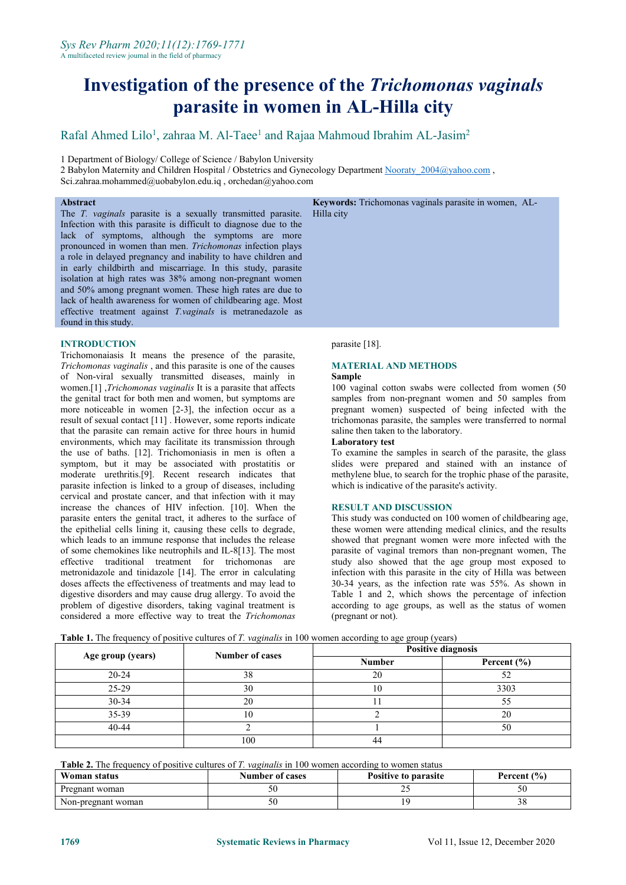# Investigation of the presence of the *Trichomonas vaginals* parasite in women in AL-Hilla city

Rafal Ahmed Lilo[1], zahraa M. Al-Taee[1] and Rajaa Mahmoud Ibrahim AL-Jasim[2]

1 Department of Biology/ College of Science / Babylon University
2 Babylon Maternity and Children Hospital / Obstetrics and Gynecology Department Nooraty_2004@yahoo.com , Sci.zahraa.mohammed@uobabylon.edu.iq , orchedan@yahoo.com

**Abstract**

The *T. vaginals* parasite is a sexually transmitted parasite. Infection with this parasite is difficult to diagnose due to the lack of symptoms, although the symptoms are more pronounced in women than men. *Trichomonas* infection plays a role in delayed pregnancy and inability to have children and in early childbirth and miscarriage. In this study, parasite isolation at high rates was 38% among non-pregnant women and 50% among pregnant women. These high rates are due to lack of health awareness for women of childbearing age. Most effective treatment against *T.vaginals* is metranedazole as found in this study.

**Keywords:** Trichomonas vaginals parasite in women, AL-Hilla city

## INTRODUCTION

Trichomonaiasis It means the presence of the parasite, *Trichomonas vaginalis* , and this parasite is one of the causes of Non-viral sexually transmitted diseases, mainly in women.[1] ,*Trichomonas vaginalis* It is a parasite that affects the genital tract for both men and women, but symptoms are more noticeable in women [2-3], the infection occur as a result of sexual contact [11] . However, some reports indicate that the parasite can remain active for three hours in humid environments, which may facilitate its transmission through the use of baths. [12]. Trichomoniasis in men is often a symptom, but it may be associated with prostatitis or moderate urethritis.[9]. Recent research indicates that parasite infection is linked to a group of diseases, including cervical and prostate cancer, and that infection with it may increase the chances of HIV infection. [10]. When the parasite enters the genital tract, it adheres to the surface of the epithelial cells lining it, causing these cells to degrade, which leads to an immune response that includes the release of some chemokines like neutrophils and IL-8[13]. The most effective traditional treatment for trichomonas are metronidazole and tinidazole [14]. The error in calculating doses affects the effectiveness of treatments and may lead to digestive disorders and may cause drug allergy. To avoid the problem of digestive disorders, taking vaginal treatment is considered a more effective way to treat the *Trichomonas* parasite [18].

## MATERIAL AND METHODS

### Sample

100 vaginal cotton swabs were collected from women (50 samples from non-pregnant women and 50 samples from pregnant women) suspected of being infected with the trichomonas parasite, the samples were transferred to normal saline then taken to the laboratory.

### Laboratory test

To examine the samples in search of the parasite, the glass slides were prepared and stained with an instance of methylene blue, to search for the trophic phase of the parasite, which is indicative of the parasite's activity.

## RESULT AND DISCUSSION

This study was conducted on 100 women of childbearing age, these women were attending medical clinics, and the results showed that pregnant women were more infected with the parasite of vaginal tremors than non-pregnant women, The study also showed that the age group most exposed to infection with this parasite in the city of Hilla was between 30-34 years, as the infection rate was 55%. As shown in Table 1 and 2, which shows the percentage of infection according to age groups, as well as the status of women (pregnant or not).

**Table 1.** The frequency of positive cultures of *T. vaginalis* in 100 women according to age group (years)

| Age group (years) | Number of cases | Positive diagnosis | |
|---|---|---|---|
| | | Number | Percent (%) |
| 20-24 | 38 | 20 | 52 |
| 25-29 | 30 | 10 | 3303 |
| 30-34 | 20 | 11 | 55 |
| 35-39 | 10 | 2 | 20 |
| 40-44 | 2 | 1 | 50 |
| | 100 | 44 | |

**Table 2.** The frequency of positive cultures of *T. vaginalis* in 100 women according to women status

| Woman status | Number of cases | Positive to parasite | Percent (%) |
|---|---|---|---|
| Pregnant woman | 50 | 25 | 50 |
| Non-pregnant woman | 50 | 19 | 38 |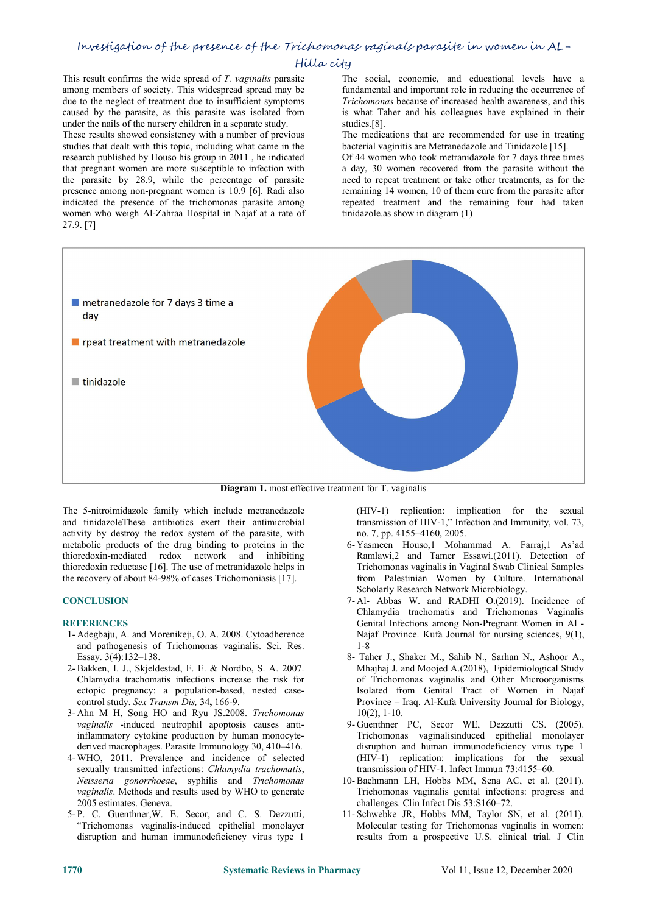This result confirms the wide spread of *T. vaginalis* parasite among members of society. This widespread spread may be due to the neglect of treatment due to insufficient symptoms caused by the parasite, as this parasite was isolated from under the nails of the nursery children in a separate study.

These results showed consistency with a number of previous studies that dealt with this topic, including what came in the research published by Houso his group in 2011 , he indicated that pregnant women are more susceptible to infection with the parasite by 28.9, while the percentage of parasite presence among non-pregnant women is 10.9 [6]. Radi also indicated the presence of the trichomonas parasite among women who weigh Al-Zahraa Hospital in Najaf at a rate of 27.9. [7]

The social, economic, and educational levels have a fundamental and important role in reducing the occurrence of *Trichomonas* because of increased health awareness, and this is what Taher and his colleagues have explained in their studies.[8].

The medications that are recommended for use in treating bacterial vaginitis are Metranedazole and Tinidazole [15].

Of 44 women who took metranidazole for 7 days three times a day, 30 women recovered from the parasite without the need to repeat treatment or take other treatments, as for the remaining 14 women, 10 of them cure from the parasite after repeated treatment and the remaining four had taken tinidazole.as show in diagram (1)

metranedazole for 7 days 3 time a day

rpeat treatment with metranedazole

tinidazole

**Diagram 1.** most effective treatment for T. vaginalis

The 5-nitroimidazole family which include metranedazole and tinidazoleThese antibiotics exert their antimicrobial activity by destroy the redox system of the parasite, with metabolic products of the drug binding to proteins in the thioredoxin-mediated redox network and inhibiting thioredoxin reductase [16]. The use of metranidazole helps in the recovery of about 84-98% of cases Trichomoniasis [17].

## CONCLUSION

## REFERENCES

1. Adegbaju, A. and Morenikeji, O. A. 2008. Cytoadherence and pathogenesis of Trichomonas vaginalis. Sci. Res. Essay. 3(4):132–138.
2. Bakken, I. J., Skjeldestad, F. E. & Nordbo, S. A. 2007. Chlamydia trachomatis infections increase the risk for ectopic pregnancy: a population-based, nested case-control study. *Sex Transm Dis,* 34**,** 166-9.
3. Ahn M H, Song HO and Ryu JS.2008. *Trichomonas vaginalis* -induced neutrophil apoptosis causes anti-inflammatory cytokine production by human monocyte-derived macrophages. Parasite Immunology.30, 410–416.
4. WHO, 2011. Prevalence and incidence of selected sexually transmitted infections: *Chlamydia trachomatis*, *Neisseria gonorrhoeae*, syphilis and *Trichomonas vaginalis*. Methods and results used by WHO to generate 2005 estimates. Geneva.
5. P. C. Guenthner,W. E. Secor, and C. S. Dezzutti, "Trichomonas vaginalis-induced epithelial monolayer disruption and human immunodeficiency virus type 1 (HIV-1) replication: implication for the sexual transmission of HIV-1," Infection and Immunity, vol. 73, no. 7, pp. 4155–4160, 2005.
6. Yasmeen Houso,1 Mohammad A. Farraj,1 As'ad Ramlawi,2 and Tamer Essawi.(2011). Detection of Trichomonas vaginalis in Vaginal Swab Clinical Samples from Palestinian Women by Culture. International Scholarly Research Network Microbiology.
7. Al- Abbas W. and RADHI O.(2019). Incidence of Chlamydia trachomatis and Trichomonas Vaginalis Genital Infections among Non-Pregnant Women in Al - Najaf Province. Kufa Journal for nursing sciences, 9(1), 1-8
8. Taher J., Shaker M., Sahib N., Sarhan N., Ashoor A., Mhajhaj J. and Moojed A.(2018), Epidemiological Study of Trichomonas vaginalis and Other Microorganisms Isolated from Genital Tract of Women in Najaf Province – Iraq. Al-Kufa University Journal for Biology, 10(2), 1-10.
9. Guenthner PC, Secor WE, Dezzutti CS. (2005). Trichomonas vaginalisinduced epithelial monolayer disruption and human immunodeficiency virus type 1 (HIV-1) replication: implications for the sexual transmission of HIV-1. Infect Immun 73:4155–60.
10. Bachmann LH, Hobbs MM, Sena AC, et al. (2011). Trichomonas vaginalis genital infections: progress and challenges. Clin Infect Dis 53:S160–72.
11. Schwebke JR, Hobbs MM, Taylor SN, et al. (2011). Molecular testing for Trichomonas vaginalis in women: results from a prospective U.S. clinical trial. J Clin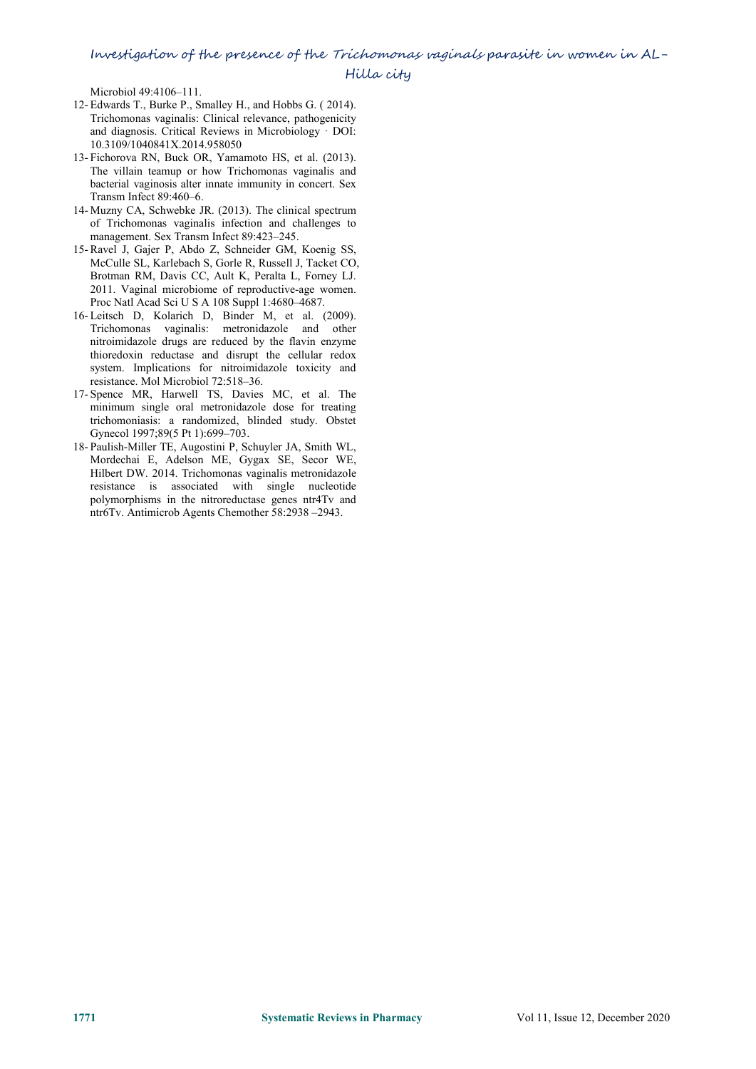Microbiol 49:4106–111.

12- Edwards T., Burke P., Smalley H., and Hobbs G. ( 2014). Trichomonas vaginalis: Clinical relevance, pathogenicity and diagnosis. Critical Reviews in Microbiology · DOI: 10.3109/1040841X.2014.958050
13- Fichorova RN, Buck OR, Yamamoto HS, et al. (2013). The villain teamup or how Trichomonas vaginalis and bacterial vaginosis alter innate immunity in concert. Sex Transm Infect 89:460–6.
14- Muzny CA, Schwebke JR. (2013). The clinical spectrum of Trichomonas vaginalis infection and challenges to management. Sex Transm Infect 89:423–245.
15- Ravel J, Gajer P, Abdo Z, Schneider GM, Koenig SS, McCulle SL, Karlebach S, Gorle R, Russell J, Tacket CO, Brotman RM, Davis CC, Ault K, Peralta L, Forney LJ. 2011. Vaginal microbiome of reproductive-age women. Proc Natl Acad Sci U S A 108 Suppl 1:4680–4687.
16- Leitsch D, Kolarich D, Binder M, et al. (2009). Trichomonas vaginalis: metronidazole and other nitroimidazole drugs are reduced by the flavin enzyme thioredoxin reductase and disrupt the cellular redox system. Implications for nitroimidazole toxicity and resistance. Mol Microbiol 72:518–36.
17- Spence MR, Harwell TS, Davies MC, et al. The minimum single oral metronidazole dose for treating trichomoniasis: a randomized, blinded study. Obstet Gynecol 1997;89(5 Pt 1):699–703.
18- Paulish-Miller TE, Augostini P, Schuyler JA, Smith WL, Mordechai E, Adelson ME, Gygax SE, Secor WE, Hilbert DW. 2014. Trichomonas vaginalis metronidazole resistance is associated with single nucleotide polymorphisms in the nitroreductase genes ntr4Tv and ntr6Tv. Antimicrob Agents Chemother 58:2938 –2943.